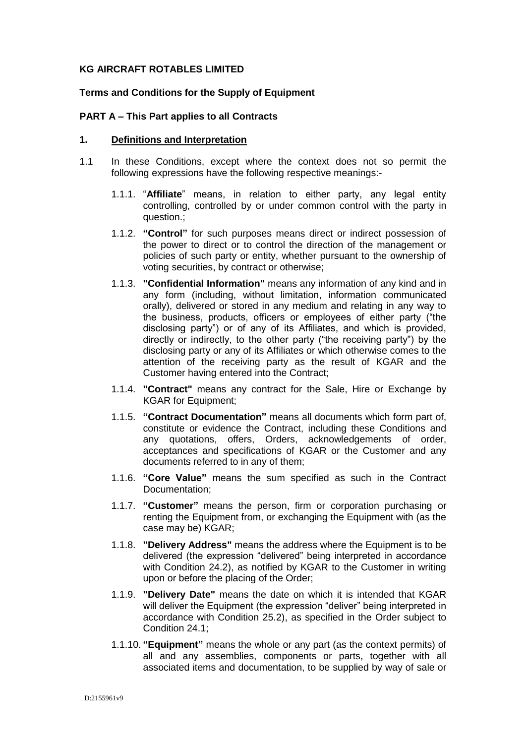**KG AIRCRAFT ROTABLES LIMITED**

**Terms and Conditions for the Supply of Equipment**

**PART A – This Part applies to all Contracts**

**1. Definitions and Interpretation**

1.1 In these Conditions, except where the context does not so permit the following expressions have the following respective meanings:-

1.1.1. "**Affiliate**" means, in relation to either party, any legal entity controlling, controlled by or under common control with the party in question.;

1.1.2. **"Control"** for such purposes means direct or indirect possession of the power to direct or to control the direction of the management or policies of such party or entity, whether pursuant to the ownership of voting securities, by contract or otherwise;

1.1.3. **"Confidential Information"** means any information of any kind and in any form (including, without limitation, information communicated orally), delivered or stored in any medium and relating in any way to the business, products, officers or employees of either party ("the disclosing party") or of any of its Affiliates, and which is provided, directly or indirectly, to the other party ("the receiving party") by the disclosing party or any of its Affiliates or which otherwise comes to the attention of the receiving party as the result of KGAR and the Customer having entered into the Contract;

1.1.4. **"Contract"** means any contract for the Sale, Hire or Exchange by KGAR for Equipment;

1.1.5. **"Contract Documentation"** means all documents which form part of, constitute or evidence the Contract, including these Conditions and any quotations, offers, Orders, acknowledgements of order, acceptances and specifications of KGAR or the Customer and any documents referred to in any of them;

1.1.6. **"Core Value"** means the sum specified as such in the Contract Documentation;

1.1.7. **"Customer"** means the person, firm or corporation purchasing or renting the Equipment from, or exchanging the Equipment with (as the case may be) KGAR;

1.1.8. **"Delivery Address"** means the address where the Equipment is to be delivered (the expression "delivered" being interpreted in accordance with Condition 24.2), as notified by KGAR to the Customer in writing upon or before the placing of the Order;

1.1.9. **"Delivery Date"** means the date on which it is intended that KGAR will deliver the Equipment (the expression "deliver" being interpreted in accordance with Condition 25.2), as specified in the Order subject to Condition 24.1;

1.1.10. **"Equipment"** means the whole or any part (as the context permits) of all and any assemblies, components or parts, together with all associated items and documentation, to be supplied by way of sale or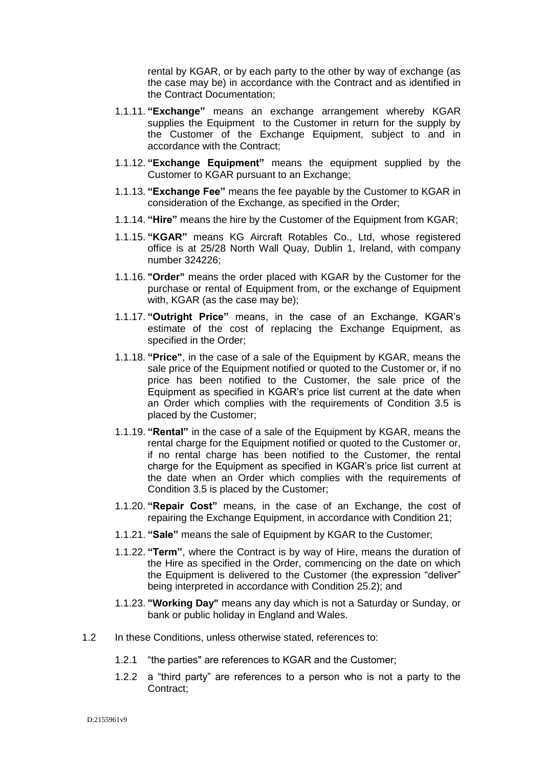rental by KGAR, or by each party to the other by way of exchange (as the case may be) in accordance with the Contract and as identified in the Contract Documentation;

1.1.11. **"Exchange"** means an exchange arrangement whereby KGAR supplies the Equipment to the Customer in return for the supply by the Customer of the Exchange Equipment, subject to and in accordance with the Contract;

1.1.12. **"Exchange Equipment"** means the equipment supplied by the Customer to KGAR pursuant to an Exchange;

1.1.13. **"Exchange Fee"** means the fee payable by the Customer to KGAR in consideration of the Exchange, as specified in the Order;

1.1.14. **"Hire"** means the hire by the Customer of the Equipment from KGAR;

1.1.15. **"KGAR"** means KG Aircraft Rotables Co., Ltd, whose registered office is at 25/28 North Wall Quay, Dublin 1, Ireland, with company number 324226;

1.1.16. **"Order"** means the order placed with KGAR by the Customer for the purchase or rental of Equipment from, or the exchange of Equipment with, KGAR (as the case may be);

1.1.17. **"Outright Price"** means, in the case of an Exchange, KGAR's estimate of the cost of replacing the Exchange Equipment, as specified in the Order;

1.1.18. **"Price"**, in the case of a sale of the Equipment by KGAR, means the sale price of the Equipment notified or quoted to the Customer or, if no price has been notified to the Customer, the sale price of the Equipment as specified in KGAR's price list current at the date when an Order which complies with the requirements of Condition 3.5 is placed by the Customer;

1.1.19. **"Rental"** in the case of a sale of the Equipment by KGAR, means the rental charge for the Equipment notified or quoted to the Customer or, if no rental charge has been notified to the Customer, the rental charge for the Equipment as specified in KGAR's price list current at the date when an Order which complies with the requirements of Condition 3.5 is placed by the Customer;

1.1.20. **"Repair Cost"** means, in the case of an Exchange, the cost of repairing the Exchange Equipment, in accordance with Condition 21;

1.1.21. **"Sale"** means the sale of Equipment by KGAR to the Customer;

1.1.22. **"Term"**, where the Contract is by way of Hire, means the duration of the Hire as specified in the Order, commencing on the date on which the Equipment is delivered to the Customer (the expression "deliver" being interpreted in accordance with Condition 25.2); and

1.1.23. **"Working Day"** means any day which is not a Saturday or Sunday, or bank or public holiday in England and Wales.

1.2 In these Conditions, unless otherwise stated, references to:

1.2.1 "the parties" are references to KGAR and the Customer;

1.2.2 a "third party" are references to a person who is not a party to the Contract;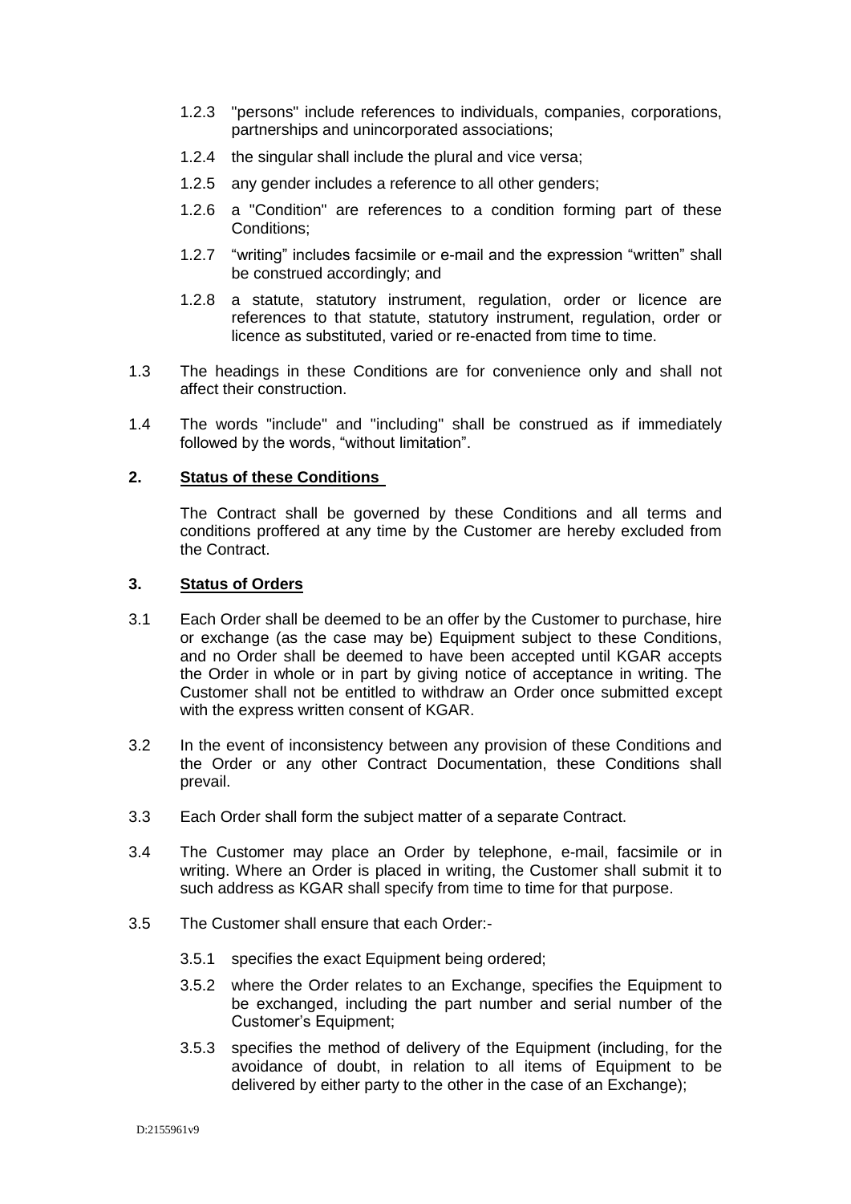1.2.3 "persons" include references to individuals, companies, corporations, partnerships and unincorporated associations;

1.2.4 the singular shall include the plural and vice versa;

1.2.5 any gender includes a reference to all other genders;

1.2.6 a "Condition" are references to a condition forming part of these Conditions;

1.2.7 “writing” includes facsimile or e-mail and the expression “written” shall be construed accordingly; and

1.2.8 a statute, statutory instrument, regulation, order or licence are references to that statute, statutory instrument, regulation, order or licence as substituted, varied or re-enacted from time to time.

1.3 The headings in these Conditions are for convenience only and shall not affect their construction.

1.4 The words "include" and "including" shall be construed as if immediately followed by the words, “without limitation”.

## 2. Status of these Conditions

The Contract shall be governed by these Conditions and all terms and conditions proffered at any time by the Customer are hereby excluded from the Contract.

## 3. Status of Orders

3.1 Each Order shall be deemed to be an offer by the Customer to purchase, hire or exchange (as the case may be) Equipment subject to these Conditions, and no Order shall be deemed to have been accepted until KGAR accepts the Order in whole or in part by giving notice of acceptance in writing. The Customer shall not be entitled to withdraw an Order once submitted except with the express written consent of KGAR.

3.2 In the event of inconsistency between any provision of these Conditions and the Order or any other Contract Documentation, these Conditions shall prevail.

3.3 Each Order shall form the subject matter of a separate Contract.

3.4 The Customer may place an Order by telephone, e-mail, facsimile or in writing. Where an Order is placed in writing, the Customer shall submit it to such address as KGAR shall specify from time to time for that purpose.

3.5 The Customer shall ensure that each Order:-

3.5.1 specifies the exact Equipment being ordered;

3.5.2 where the Order relates to an Exchange, specifies the Equipment to be exchanged, including the part number and serial number of the Customer’s Equipment;

3.5.3 specifies the method of delivery of the Equipment (including, for the avoidance of doubt, in relation to all items of Equipment to be delivered by either party to the other in the case of an Exchange);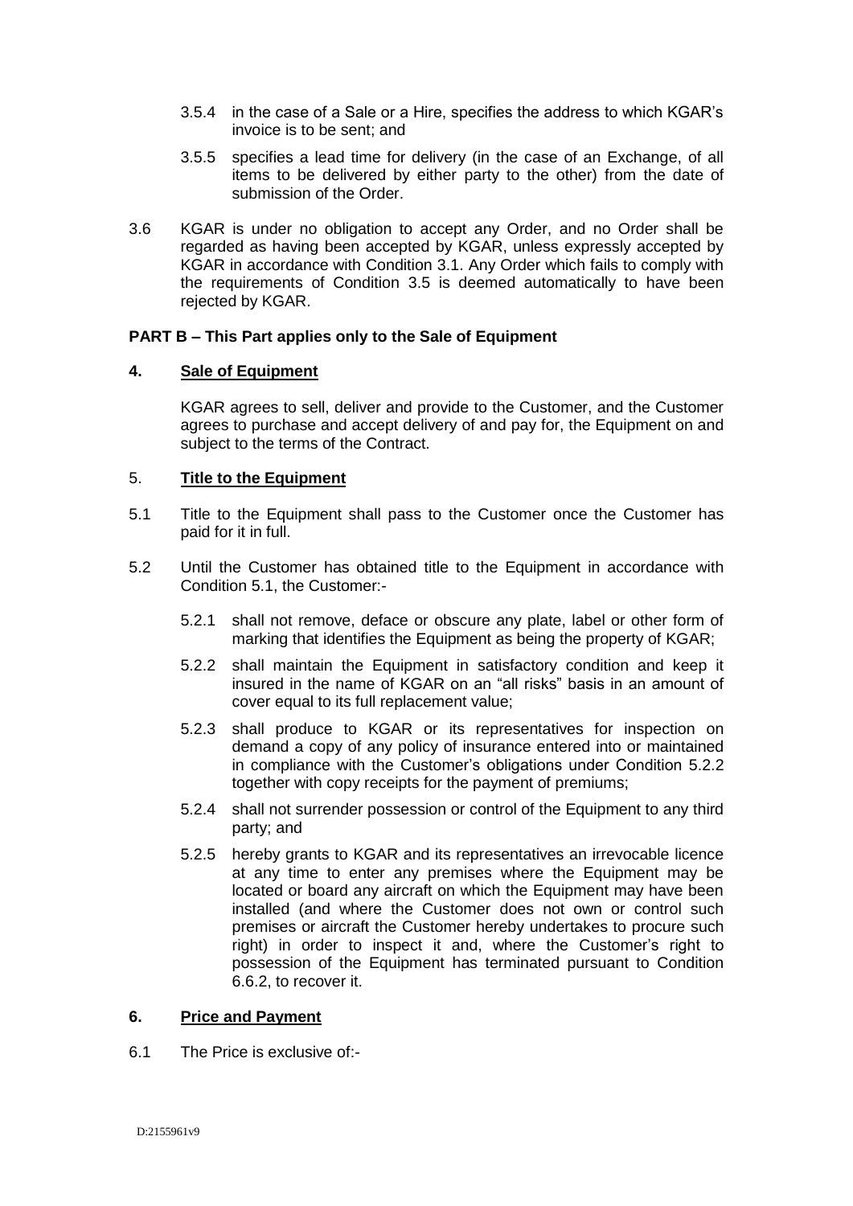3.5.4 in the case of a Sale or a Hire, specifies the address to which KGAR's invoice is to be sent; and

3.5.5 specifies a lead time for delivery (in the case of an Exchange, of all items to be delivered by either party to the other) from the date of submission of the Order.

3.6 KGAR is under no obligation to accept any Order, and no Order shall be regarded as having been accepted by KGAR, unless expressly accepted by KGAR in accordance with Condition 3.1. Any Order which fails to comply with the requirements of Condition 3.5 is deemed automatically to have been rejected by KGAR.

**PART B – This Part applies only to the Sale of Equipment**

**4. Sale of Equipment**

KGAR agrees to sell, deliver and provide to the Customer, and the Customer agrees to purchase and accept delivery of and pay for, the Equipment on and subject to the terms of the Contract.

5. **Title to the Equipment**

5.1 Title to the Equipment shall pass to the Customer once the Customer has paid for it in full.

5.2 Until the Customer has obtained title to the Equipment in accordance with Condition 5.1, the Customer:-

5.2.1 shall not remove, deface or obscure any plate, label or other form of marking that identifies the Equipment as being the property of KGAR;

5.2.2 shall maintain the Equipment in satisfactory condition and keep it insured in the name of KGAR on an "all risks" basis in an amount of cover equal to its full replacement value;

5.2.3 shall produce to KGAR or its representatives for inspection on demand a copy of any policy of insurance entered into or maintained in compliance with the Customer's obligations under Condition 5.2.2 together with copy receipts for the payment of premiums;

5.2.4 shall not surrender possession or control of the Equipment to any third party; and

5.2.5 hereby grants to KGAR and its representatives an irrevocable licence at any time to enter any premises where the Equipment may be located or board any aircraft on which the Equipment may have been installed (and where the Customer does not own or control such premises or aircraft the Customer hereby undertakes to procure such right) in order to inspect it and, where the Customer's right to possession of the Equipment has terminated pursuant to Condition 6.6.2, to recover it.

**6. Price and Payment**

6.1 The Price is exclusive of:-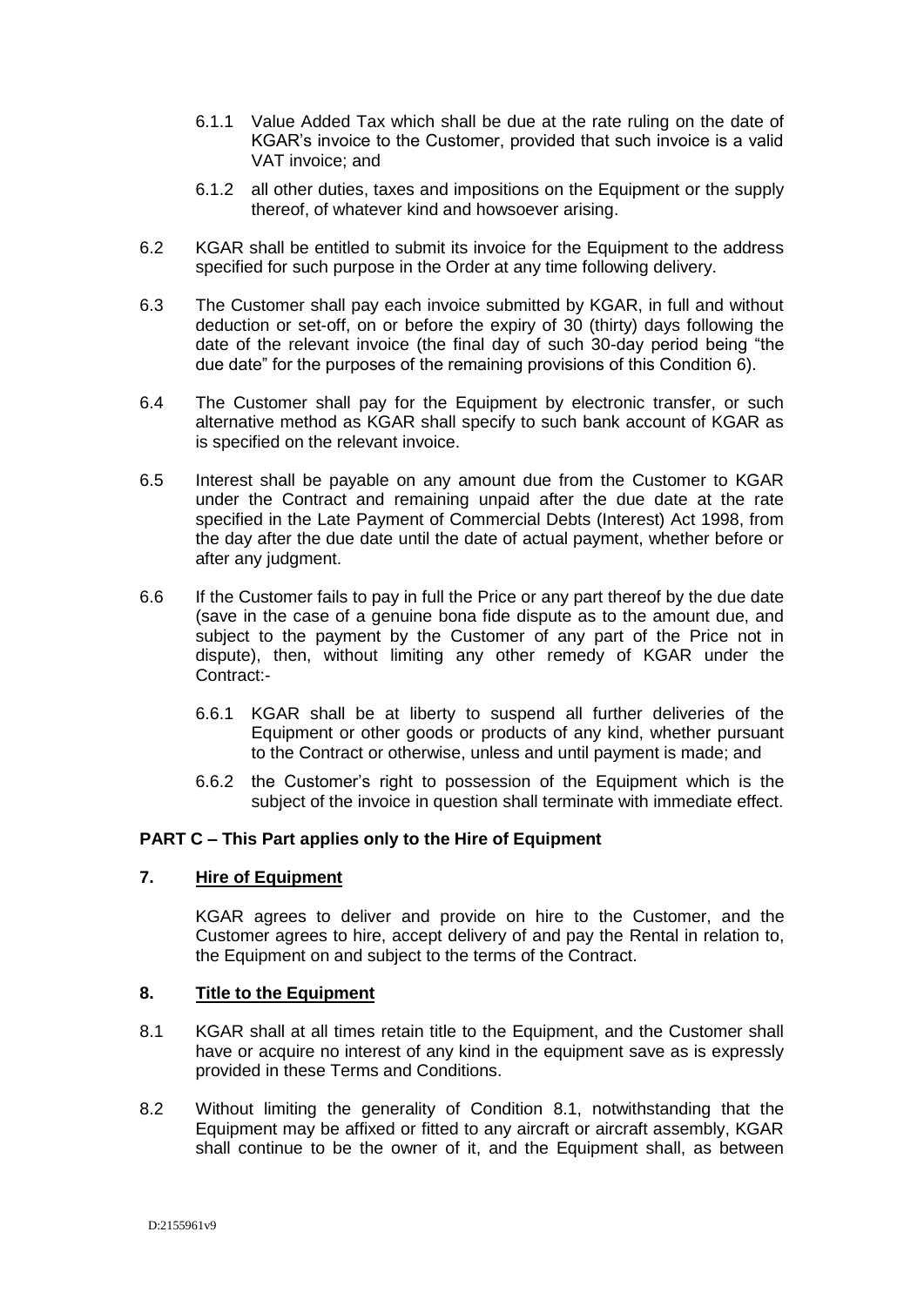6.1.1 Value Added Tax which shall be due at the rate ruling on the date of KGAR's invoice to the Customer, provided that such invoice is a valid VAT invoice; and

6.1.2 all other duties, taxes and impositions on the Equipment or the supply thereof, of whatever kind and howsoever arising.

6.2 KGAR shall be entitled to submit its invoice for the Equipment to the address specified for such purpose in the Order at any time following delivery.

6.3 The Customer shall pay each invoice submitted by KGAR, in full and without deduction or set-off, on or before the expiry of 30 (thirty) days following the date of the relevant invoice (the final day of such 30-day period being "the due date" for the purposes of the remaining provisions of this Condition 6).

6.4 The Customer shall pay for the Equipment by electronic transfer, or such alternative method as KGAR shall specify to such bank account of KGAR as is specified on the relevant invoice.

6.5 Interest shall be payable on any amount due from the Customer to KGAR under the Contract and remaining unpaid after the due date at the rate specified in the Late Payment of Commercial Debts (Interest) Act 1998, from the day after the due date until the date of actual payment, whether before or after any judgment.

6.6 If the Customer fails to pay in full the Price or any part thereof by the due date (save in the case of a genuine bona fide dispute as to the amount due, and subject to the payment by the Customer of any part of the Price not in dispute), then, without limiting any other remedy of KGAR under the Contract:-

6.6.1 KGAR shall be at liberty to suspend all further deliveries of the Equipment or other goods or products of any kind, whether pursuant to the Contract or otherwise, unless and until payment is made; and

6.6.2 the Customer's right to possession of the Equipment which is the subject of the invoice in question shall terminate with immediate effect.

**PART C – This Part applies only to the Hire of Equipment**

## 7. Hire of Equipment

KGAR agrees to deliver and provide on hire to the Customer, and the Customer agrees to hire, accept delivery of and pay the Rental in relation to, the Equipment on and subject to the terms of the Contract.

## 8. Title to the Equipment

8.1 KGAR shall at all times retain title to the Equipment, and the Customer shall have or acquire no interest of any kind in the equipment save as is expressly provided in these Terms and Conditions.

8.2 Without limiting the generality of Condition 8.1, notwithstanding that the Equipment may be affixed or fitted to any aircraft or aircraft assembly, KGAR shall continue to be the owner of it, and the Equipment shall, as between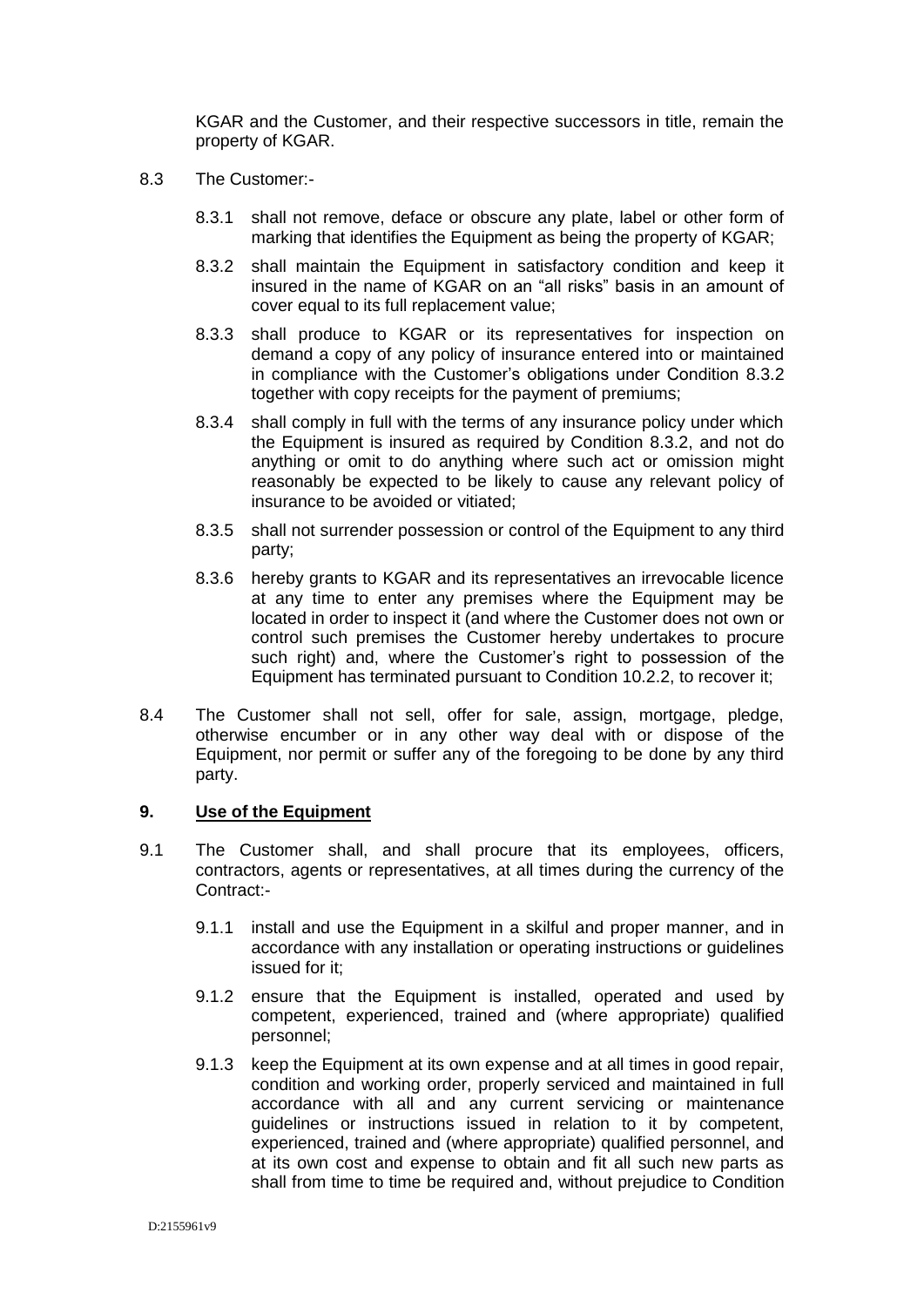KGAR and the Customer, and their respective successors in title, remain the property of KGAR.

8.3 The Customer:-

8.3.1 shall not remove, deface or obscure any plate, label or other form of marking that identifies the Equipment as being the property of KGAR;

8.3.2 shall maintain the Equipment in satisfactory condition and keep it insured in the name of KGAR on an "all risks" basis in an amount of cover equal to its full replacement value;

8.3.3 shall produce to KGAR or its representatives for inspection on demand a copy of any policy of insurance entered into or maintained in compliance with the Customer's obligations under Condition 8.3.2 together with copy receipts for the payment of premiums;

8.3.4 shall comply in full with the terms of any insurance policy under which the Equipment is insured as required by Condition 8.3.2, and not do anything or omit to do anything where such act or omission might reasonably be expected to be likely to cause any relevant policy of insurance to be avoided or vitiated;

8.3.5 shall not surrender possession or control of the Equipment to any third party;

8.3.6 hereby grants to KGAR and its representatives an irrevocable licence at any time to enter any premises where the Equipment may be located in order to inspect it (and where the Customer does not own or control such premises the Customer hereby undertakes to procure such right) and, where the Customer's right to possession of the Equipment has terminated pursuant to Condition 10.2.2, to recover it;

8.4 The Customer shall not sell, offer for sale, assign, mortgage, pledge, otherwise encumber or in any other way deal with or dispose of the Equipment, nor permit or suffer any of the foregoing to be done by any third party.

## 9. Use of the Equipment

9.1 The Customer shall, and shall procure that its employees, officers, contractors, agents or representatives, at all times during the currency of the Contract:-

9.1.1 install and use the Equipment in a skilful and proper manner, and in accordance with any installation or operating instructions or guidelines issued for it;

9.1.2 ensure that the Equipment is installed, operated and used by competent, experienced, trained and (where appropriate) qualified personnel;

9.1.3 keep the Equipment at its own expense and at all times in good repair, condition and working order, properly serviced and maintained in full accordance with all and any current servicing or maintenance guidelines or instructions issued in relation to it by competent, experienced, trained and (where appropriate) qualified personnel, and at its own cost and expense to obtain and fit all such new parts as shall from time to time be required and, without prejudice to Condition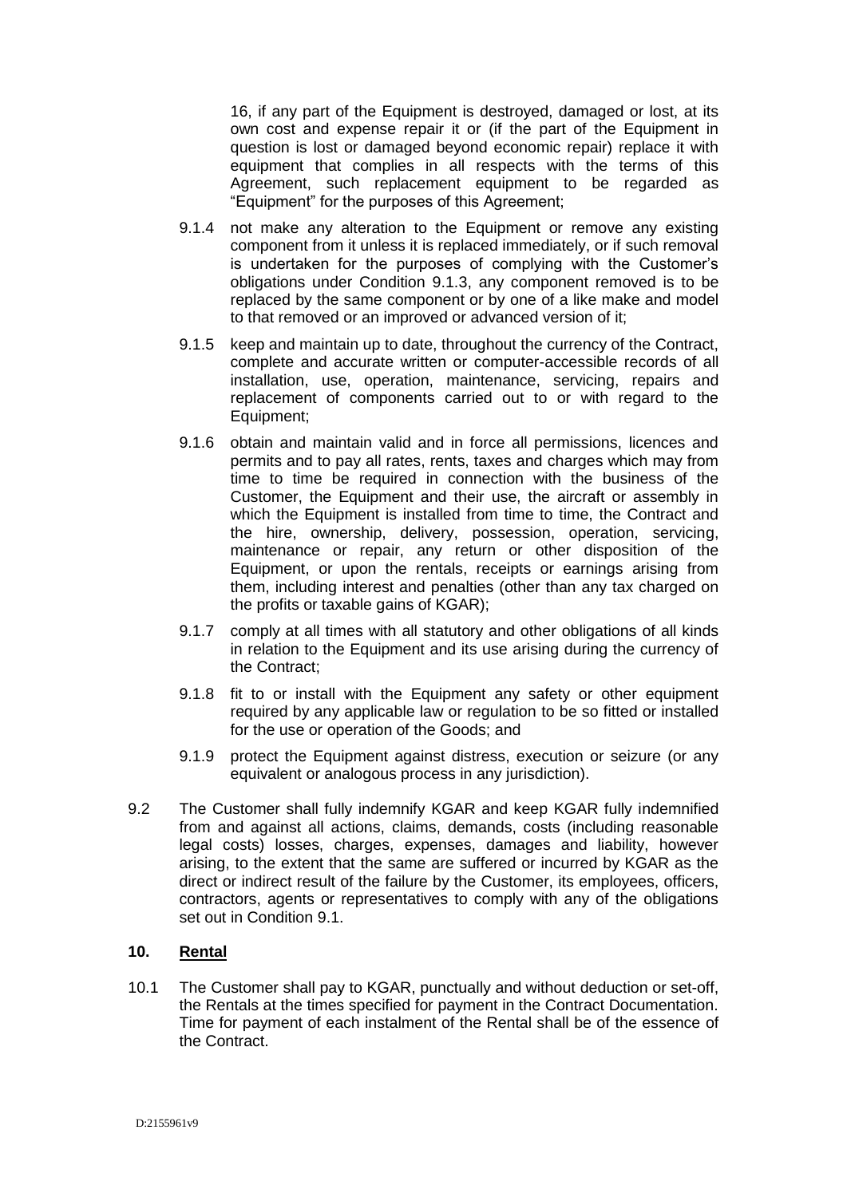16, if any part of the Equipment is destroyed, damaged or lost, at its own cost and expense repair it or (if the part of the Equipment in question is lost or damaged beyond economic repair) replace it with equipment that complies in all respects with the terms of this Agreement, such replacement equipment to be regarded as "Equipment" for the purposes of this Agreement;

9.1.4 not make any alteration to the Equipment or remove any existing component from it unless it is replaced immediately, or if such removal is undertaken for the purposes of complying with the Customer's obligations under Condition 9.1.3, any component removed is to be replaced by the same component or by one of a like make and model to that removed or an improved or advanced version of it;

9.1.5 keep and maintain up to date, throughout the currency of the Contract, complete and accurate written or computer-accessible records of all installation, use, operation, maintenance, servicing, repairs and replacement of components carried out to or with regard to the Equipment;

9.1.6 obtain and maintain valid and in force all permissions, licences and permits and to pay all rates, rents, taxes and charges which may from time to time be required in connection with the business of the Customer, the Equipment and their use, the aircraft or assembly in which the Equipment is installed from time to time, the Contract and the hire, ownership, delivery, possession, operation, servicing, maintenance or repair, any return or other disposition of the Equipment, or upon the rentals, receipts or earnings arising from them, including interest and penalties (other than any tax charged on the profits or taxable gains of KGAR);

9.1.7 comply at all times with all statutory and other obligations of all kinds in relation to the Equipment and its use arising during the currency of the Contract;

9.1.8 fit to or install with the Equipment any safety or other equipment required by any applicable law or regulation to be so fitted or installed for the use or operation of the Goods; and

9.1.9 protect the Equipment against distress, execution or seizure (or any equivalent or analogous process in any jurisdiction).

9.2 The Customer shall fully indemnify KGAR and keep KGAR fully indemnified from and against all actions, claims, demands, costs (including reasonable legal costs) losses, charges, expenses, damages and liability, however arising, to the extent that the same are suffered or incurred by KGAR as the direct or indirect result of the failure by the Customer, its employees, officers, contractors, agents or representatives to comply with any of the obligations set out in Condition 9.1.

## 10. Rental

10.1 The Customer shall pay to KGAR, punctually and without deduction or set-off, the Rentals at the times specified for payment in the Contract Documentation. Time for payment of each instalment of the Rental shall be of the essence of the Contract.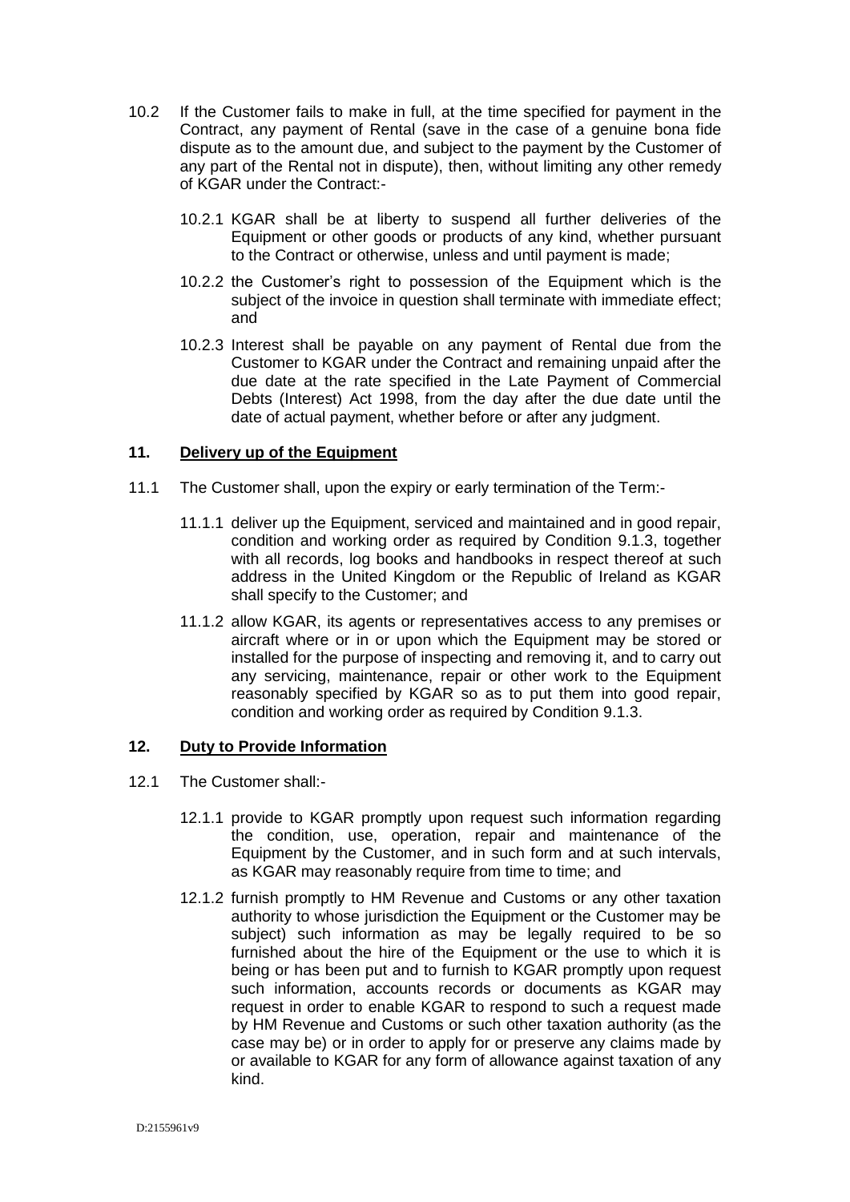10.2 If the Customer fails to make in full, at the time specified for payment in the Contract, any payment of Rental (save in the case of a genuine bona fide dispute as to the amount due, and subject to the payment by the Customer of any part of the Rental not in dispute), then, without limiting any other remedy of KGAR under the Contract:-

10.2.1 KGAR shall be at liberty to suspend all further deliveries of the Equipment or other goods or products of any kind, whether pursuant to the Contract or otherwise, unless and until payment is made;

10.2.2 the Customer's right to possession of the Equipment which is the subject of the invoice in question shall terminate with immediate effect; and

10.2.3 Interest shall be payable on any payment of Rental due from the Customer to KGAR under the Contract and remaining unpaid after the due date at the rate specified in the Late Payment of Commercial Debts (Interest) Act 1998, from the day after the due date until the date of actual payment, whether before or after any judgment.

## 11. Delivery up of the Equipment

11.1 The Customer shall, upon the expiry or early termination of the Term:-

11.1.1 deliver up the Equipment, serviced and maintained and in good repair, condition and working order as required by Condition 9.1.3, together with all records, log books and handbooks in respect thereof at such address in the United Kingdom or the Republic of Ireland as KGAR shall specify to the Customer; and

11.1.2 allow KGAR, its agents or representatives access to any premises or aircraft where or in or upon which the Equipment may be stored or installed for the purpose of inspecting and removing it, and to carry out any servicing, maintenance, repair or other work to the Equipment reasonably specified by KGAR so as to put them into good repair, condition and working order as required by Condition 9.1.3.

## 12. Duty to Provide Information

12.1 The Customer shall:-

12.1.1 provide to KGAR promptly upon request such information regarding the condition, use, operation, repair and maintenance of the Equipment by the Customer, and in such form and at such intervals, as KGAR may reasonably require from time to time; and

12.1.2 furnish promptly to HM Revenue and Customs or any other taxation authority to whose jurisdiction the Equipment or the Customer may be subject) such information as may be legally required to be so furnished about the hire of the Equipment or the use to which it is being or has been put and to furnish to KGAR promptly upon request such information, accounts records or documents as KGAR may request in order to enable KGAR to respond to such a request made by HM Revenue and Customs or such other taxation authority (as the case may be) or in order to apply for or preserve any claims made by or available to KGAR for any form of allowance against taxation of any kind.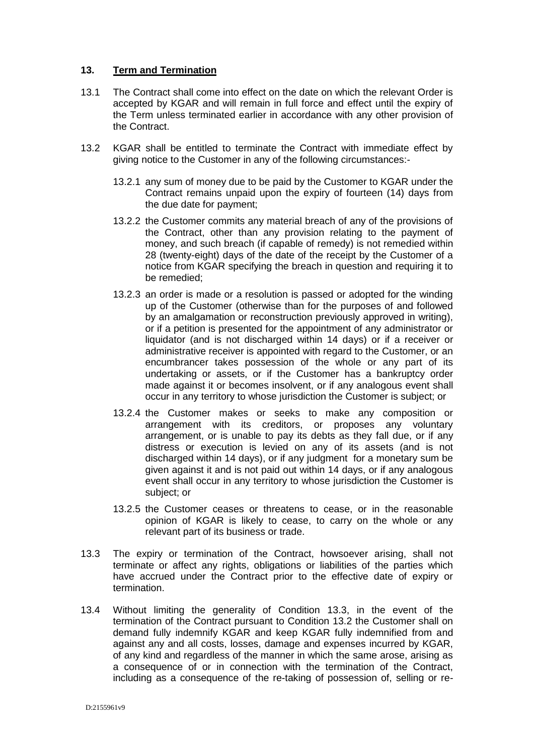## 13. Term and Termination

13.1 The Contract shall come into effect on the date on which the relevant Order is accepted by KGAR and will remain in full force and effect until the expiry of the Term unless terminated earlier in accordance with any other provision of the Contract.

13.2 KGAR shall be entitled to terminate the Contract with immediate effect by giving notice to the Customer in any of the following circumstances:-

13.2.1 any sum of money due to be paid by the Customer to KGAR under the Contract remains unpaid upon the expiry of fourteen (14) days from the due date for payment;

13.2.2 the Customer commits any material breach of any of the provisions of the Contract, other than any provision relating to the payment of money, and such breach (if capable of remedy) is not remedied within 28 (twenty-eight) days of the date of the receipt by the Customer of a notice from KGAR specifying the breach in question and requiring it to be remedied;

13.2.3 an order is made or a resolution is passed or adopted for the winding up of the Customer (otherwise than for the purposes of and followed by an amalgamation or reconstruction previously approved in writing), or if a petition is presented for the appointment of any administrator or liquidator (and is not discharged within 14 days) or if a receiver or administrative receiver is appointed with regard to the Customer, or an encumbrancer takes possession of the whole or any part of its undertaking or assets, or if the Customer has a bankruptcy order made against it or becomes insolvent, or if any analogous event shall occur in any territory to whose jurisdiction the Customer is subject; or

13.2.4 the Customer makes or seeks to make any composition or arrangement with its creditors, or proposes any voluntary arrangement, or is unable to pay its debts as they fall due, or if any distress or execution is levied on any of its assets (and is not discharged within 14 days), or if any judgment for a monetary sum be given against it and is not paid out within 14 days, or if any analogous event shall occur in any territory to whose jurisdiction the Customer is subject; or

13.2.5 the Customer ceases or threatens to cease, or in the reasonable opinion of KGAR is likely to cease, to carry on the whole or any relevant part of its business or trade.

13.3 The expiry or termination of the Contract, howsoever arising, shall not terminate or affect any rights, obligations or liabilities of the parties which have accrued under the Contract prior to the effective date of expiry or termination.

13.4 Without limiting the generality of Condition 13.3, in the event of the termination of the Contract pursuant to Condition 13.2 the Customer shall on demand fully indemnify KGAR and keep KGAR fully indemnified from and against any and all costs, losses, damage and expenses incurred by KGAR, of any kind and regardless of the manner in which the same arose, arising as a consequence of or in connection with the termination of the Contract, including as a consequence of the re-taking of possession of, selling or re-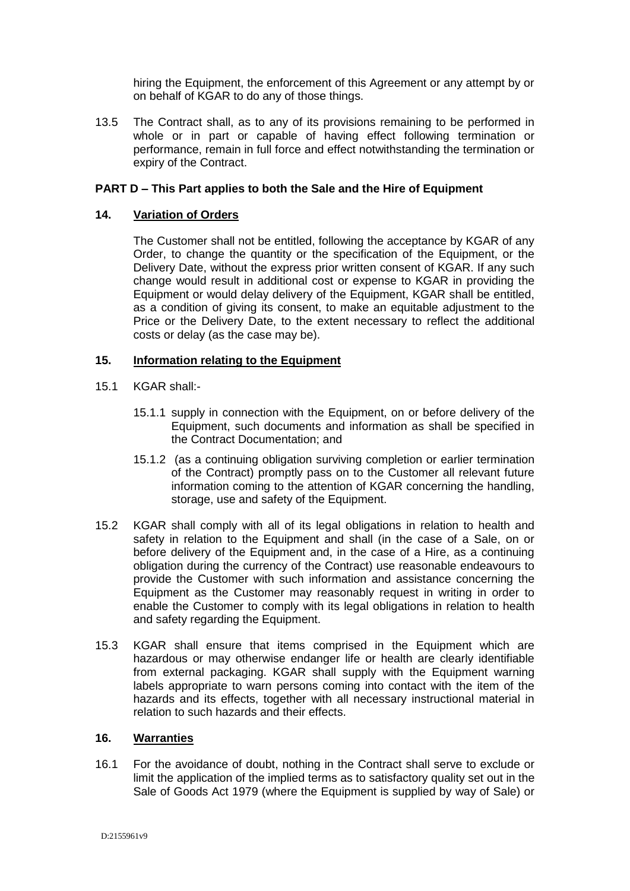hiring the Equipment, the enforcement of this Agreement or any attempt by or on behalf of KGAR to do any of those things.

13.5 The Contract shall, as to any of its provisions remaining to be performed in whole or in part or capable of having effect following termination or performance, remain in full force and effect notwithstanding the termination or expiry of the Contract.

**PART D – This Part applies to both the Sale and the Hire of Equipment**

**14. Variation of Orders**

The Customer shall not be entitled, following the acceptance by KGAR of any Order, to change the quantity or the specification of the Equipment, or the Delivery Date, without the express prior written consent of KGAR. If any such change would result in additional cost or expense to KGAR in providing the Equipment or would delay delivery of the Equipment, KGAR shall be entitled, as a condition of giving its consent, to make an equitable adjustment to the Price or the Delivery Date, to the extent necessary to reflect the additional costs or delay (as the case may be).

**15. Information relating to the Equipment**

15.1 KGAR shall:-

15.1.1 supply in connection with the Equipment, on or before delivery of the Equipment, such documents and information as shall be specified in the Contract Documentation; and

15.1.2 (as a continuing obligation surviving completion or earlier termination of the Contract) promptly pass on to the Customer all relevant future information coming to the attention of KGAR concerning the handling, storage, use and safety of the Equipment.

15.2 KGAR shall comply with all of its legal obligations in relation to health and safety in relation to the Equipment and shall (in the case of a Sale, on or before delivery of the Equipment and, in the case of a Hire, as a continuing obligation during the currency of the Contract) use reasonable endeavours to provide the Customer with such information and assistance concerning the Equipment as the Customer may reasonably request in writing in order to enable the Customer to comply with its legal obligations in relation to health and safety regarding the Equipment.

15.3 KGAR shall ensure that items comprised in the Equipment which are hazardous or may otherwise endanger life or health are clearly identifiable from external packaging. KGAR shall supply with the Equipment warning labels appropriate to warn persons coming into contact with the item of the hazards and its effects, together with all necessary instructional material in relation to such hazards and their effects.

**16. Warranties**

16.1 For the avoidance of doubt, nothing in the Contract shall serve to exclude or limit the application of the implied terms as to satisfactory quality set out in the Sale of Goods Act 1979 (where the Equipment is supplied by way of Sale) or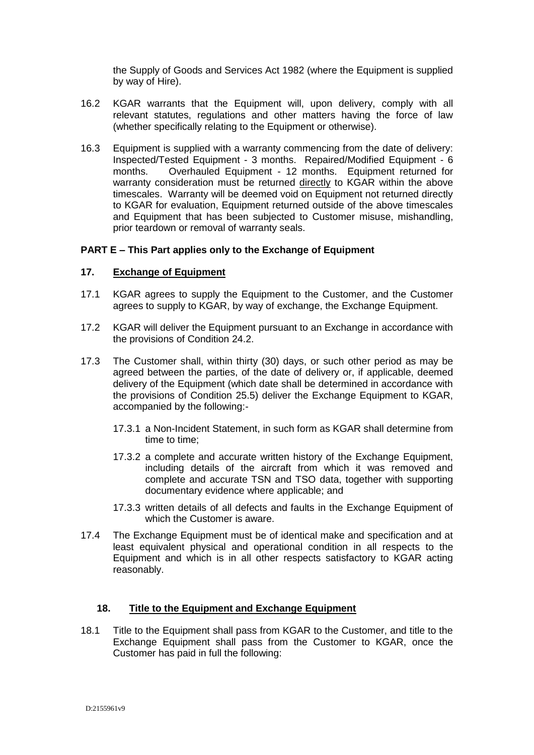the Supply of Goods and Services Act 1982 (where the Equipment is supplied by way of Hire).

16.2 KGAR warrants that the Equipment will, upon delivery, comply with all relevant statutes, regulations and other matters having the force of law (whether specifically relating to the Equipment or otherwise).

16.3 Equipment is supplied with a warranty commencing from the date of delivery: Inspected/Tested Equipment - 3 months. Repaired/Modified Equipment - 6 months. Overhauled Equipment - 12 months. Equipment returned for warranty consideration must be returned directly to KGAR within the above timescales. Warranty will be deemed void on Equipment not returned directly to KGAR for evaluation, Equipment returned outside of the above timescales and Equipment that has been subjected to Customer misuse, mishandling, prior teardown or removal of warranty seals.

**PART E – This Part applies only to the Exchange of Equipment**

**17. Exchange of Equipment**

17.1 KGAR agrees to supply the Equipment to the Customer, and the Customer agrees to supply to KGAR, by way of exchange, the Exchange Equipment.

17.2 KGAR will deliver the Equipment pursuant to an Exchange in accordance with the provisions of Condition 24.2.

17.3 The Customer shall, within thirty (30) days, or such other period as may be agreed between the parties, of the date of delivery or, if applicable, deemed delivery of the Equipment (which date shall be determined in accordance with the provisions of Condition 25.5) deliver the Exchange Equipment to KGAR, accompanied by the following:-

17.3.1 a Non-Incident Statement, in such form as KGAR shall determine from time to time;

17.3.2 a complete and accurate written history of the Exchange Equipment, including details of the aircraft from which it was removed and complete and accurate TSN and TSO data, together with supporting documentary evidence where applicable; and

17.3.3 written details of all defects and faults in the Exchange Equipment of which the Customer is aware.

17.4 The Exchange Equipment must be of identical make and specification and at least equivalent physical and operational condition in all respects to the Equipment and which is in all other respects satisfactory to KGAR acting reasonably.

**18. Title to the Equipment and Exchange Equipment**

18.1 Title to the Equipment shall pass from KGAR to the Customer, and title to the Exchange Equipment shall pass from the Customer to KGAR, once the Customer has paid in full the following: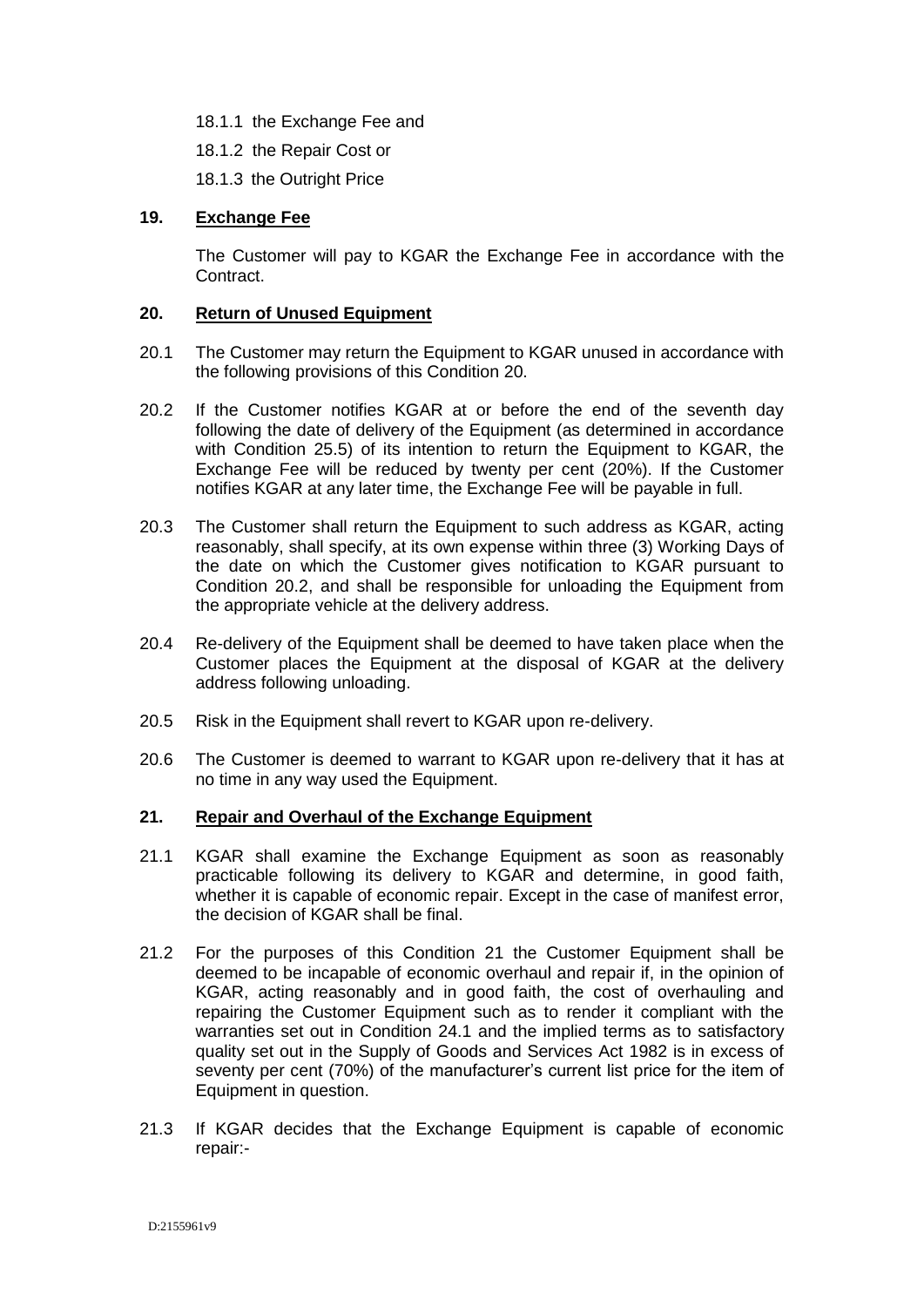18.1.1 the Exchange Fee and

18.1.2 the Repair Cost or

18.1.3 the Outright Price

## 19. Exchange Fee

The Customer will pay to KGAR the Exchange Fee in accordance with the Contract.

## 20. Return of Unused Equipment

20.1 The Customer may return the Equipment to KGAR unused in accordance with the following provisions of this Condition 20.

20.2 If the Customer notifies KGAR at or before the end of the seventh day following the date of delivery of the Equipment (as determined in accordance with Condition 25.5) of its intention to return the Equipment to KGAR, the Exchange Fee will be reduced by twenty per cent (20%). If the Customer notifies KGAR at any later time, the Exchange Fee will be payable in full.

20.3 The Customer shall return the Equipment to such address as KGAR, acting reasonably, shall specify, at its own expense within three (3) Working Days of the date on which the Customer gives notification to KGAR pursuant to Condition 20.2, and shall be responsible for unloading the Equipment from the appropriate vehicle at the delivery address.

20.4 Re-delivery of the Equipment shall be deemed to have taken place when the Customer places the Equipment at the disposal of KGAR at the delivery address following unloading.

20.5 Risk in the Equipment shall revert to KGAR upon re-delivery.

20.6 The Customer is deemed to warrant to KGAR upon re-delivery that it has at no time in any way used the Equipment.

## 21. Repair and Overhaul of the Exchange Equipment

21.1 KGAR shall examine the Exchange Equipment as soon as reasonably practicable following its delivery to KGAR and determine, in good faith, whether it is capable of economic repair. Except in the case of manifest error, the decision of KGAR shall be final.

21.2 For the purposes of this Condition 21 the Customer Equipment shall be deemed to be incapable of economic overhaul and repair if, in the opinion of KGAR, acting reasonably and in good faith, the cost of overhauling and repairing the Customer Equipment such as to render it compliant with the warranties set out in Condition 24.1 and the implied terms as to satisfactory quality set out in the Supply of Goods and Services Act 1982 is in excess of seventy per cent (70%) of the manufacturer's current list price for the item of Equipment in question.

21.3 If KGAR decides that the Exchange Equipment is capable of economic repair:-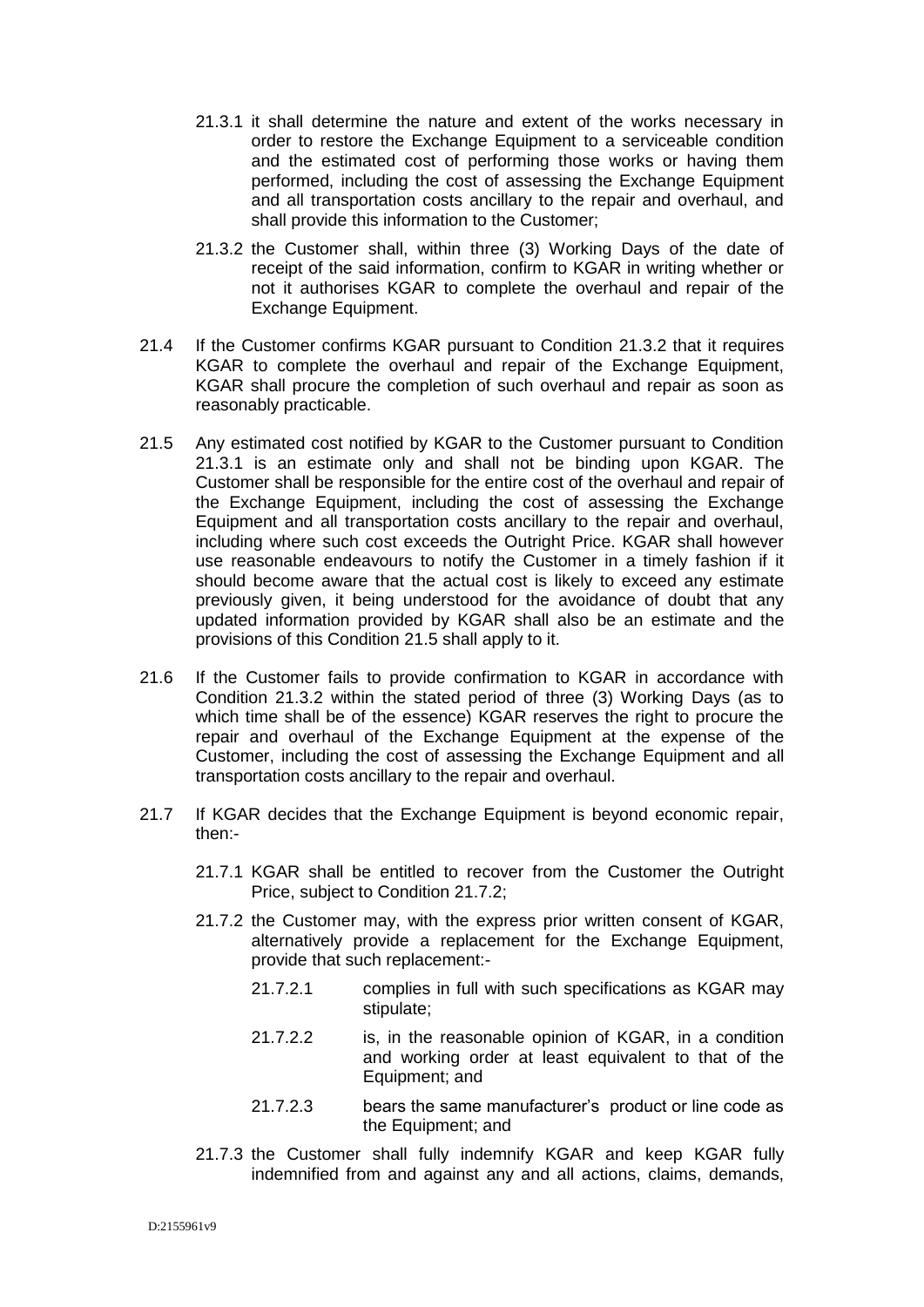21.3.1 it shall determine the nature and extent of the works necessary in order to restore the Exchange Equipment to a serviceable condition and the estimated cost of performing those works or having them performed, including the cost of assessing the Exchange Equipment and all transportation costs ancillary to the repair and overhaul, and shall provide this information to the Customer;

21.3.2 the Customer shall, within three (3) Working Days of the date of receipt of the said information, confirm to KGAR in writing whether or not it authorises KGAR to complete the overhaul and repair of the Exchange Equipment.

21.4 If the Customer confirms KGAR pursuant to Condition 21.3.2 that it requires KGAR to complete the overhaul and repair of the Exchange Equipment, KGAR shall procure the completion of such overhaul and repair as soon as reasonably practicable.

21.5 Any estimated cost notified by KGAR to the Customer pursuant to Condition 21.3.1 is an estimate only and shall not be binding upon KGAR. The Customer shall be responsible for the entire cost of the overhaul and repair of the Exchange Equipment, including the cost of assessing the Exchange Equipment and all transportation costs ancillary to the repair and overhaul, including where such cost exceeds the Outright Price. KGAR shall however use reasonable endeavours to notify the Customer in a timely fashion if it should become aware that the actual cost is likely to exceed any estimate previously given, it being understood for the avoidance of doubt that any updated information provided by KGAR shall also be an estimate and the provisions of this Condition 21.5 shall apply to it.

21.6 If the Customer fails to provide confirmation to KGAR in accordance with Condition 21.3.2 within the stated period of three (3) Working Days (as to which time shall be of the essence) KGAR reserves the right to procure the repair and overhaul of the Exchange Equipment at the expense of the Customer, including the cost of assessing the Exchange Equipment and all transportation costs ancillary to the repair and overhaul.

21.7 If KGAR decides that the Exchange Equipment is beyond economic repair, then:-

21.7.1 KGAR shall be entitled to recover from the Customer the Outright Price, subject to Condition 21.7.2;

21.7.2 the Customer may, with the express prior written consent of KGAR, alternatively provide a replacement for the Exchange Equipment, provide that such replacement:-

21.7.2.1 complies in full with such specifications as KGAR may stipulate;

21.7.2.2 is, in the reasonable opinion of KGAR, in a condition and working order at least equivalent to that of the Equipment; and

21.7.2.3 bears the same manufacturer's product or line code as the Equipment; and

21.7.3 the Customer shall fully indemnify KGAR and keep KGAR fully indemnified from and against any and all actions, claims, demands,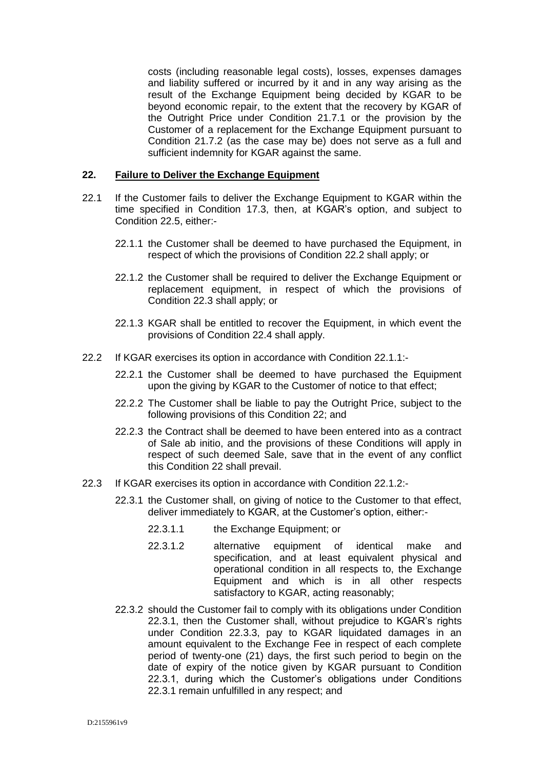costs (including reasonable legal costs), losses, expenses damages and liability suffered or incurred by it and in any way arising as the result of the Exchange Equipment being decided by KGAR to be beyond economic repair, to the extent that the recovery by KGAR of the Outright Price under Condition 21.7.1 or the provision by the Customer of a replacement for the Exchange Equipment pursuant to Condition 21.7.2 (as the case may be) does not serve as a full and sufficient indemnity for KGAR against the same.

## 22. Failure to Deliver the Exchange Equipment

22.1 If the Customer fails to deliver the Exchange Equipment to KGAR within the time specified in Condition 17.3, then, at KGAR's option, and subject to Condition 22.5, either:-

22.1.1 the Customer shall be deemed to have purchased the Equipment, in respect of which the provisions of Condition 22.2 shall apply; or

22.1.2 the Customer shall be required to deliver the Exchange Equipment or replacement equipment, in respect of which the provisions of Condition 22.3 shall apply; or

22.1.3 KGAR shall be entitled to recover the Equipment, in which event the provisions of Condition 22.4 shall apply.

22.2 If KGAR exercises its option in accordance with Condition 22.1.1:-

22.2.1 the Customer shall be deemed to have purchased the Equipment upon the giving by KGAR to the Customer of notice to that effect;

22.2.2 The Customer shall be liable to pay the Outright Price, subject to the following provisions of this Condition 22; and

22.2.3 the Contract shall be deemed to have been entered into as a contract of Sale ab initio, and the provisions of these Conditions will apply in respect of such deemed Sale, save that in the event of any conflict this Condition 22 shall prevail.

22.3 If KGAR exercises its option in accordance with Condition 22.1.2:-

22.3.1 the Customer shall, on giving of notice to the Customer to that effect, deliver immediately to KGAR, at the Customer's option, either:-

22.3.1.1 the Exchange Equipment; or

22.3.1.2 alternative equipment of identical make and specification, and at least equivalent physical and operational condition in all respects to, the Exchange Equipment and which is in all other respects satisfactory to KGAR, acting reasonably;

22.3.2 should the Customer fail to comply with its obligations under Condition 22.3.1, then the Customer shall, without prejudice to KGAR's rights under Condition 22.3.3, pay to KGAR liquidated damages in an amount equivalent to the Exchange Fee in respect of each complete period of twenty-one (21) days, the first such period to begin on the date of expiry of the notice given by KGAR pursuant to Condition 22.3.1, during which the Customer's obligations under Conditions 22.3.1 remain unfulfilled in any respect; and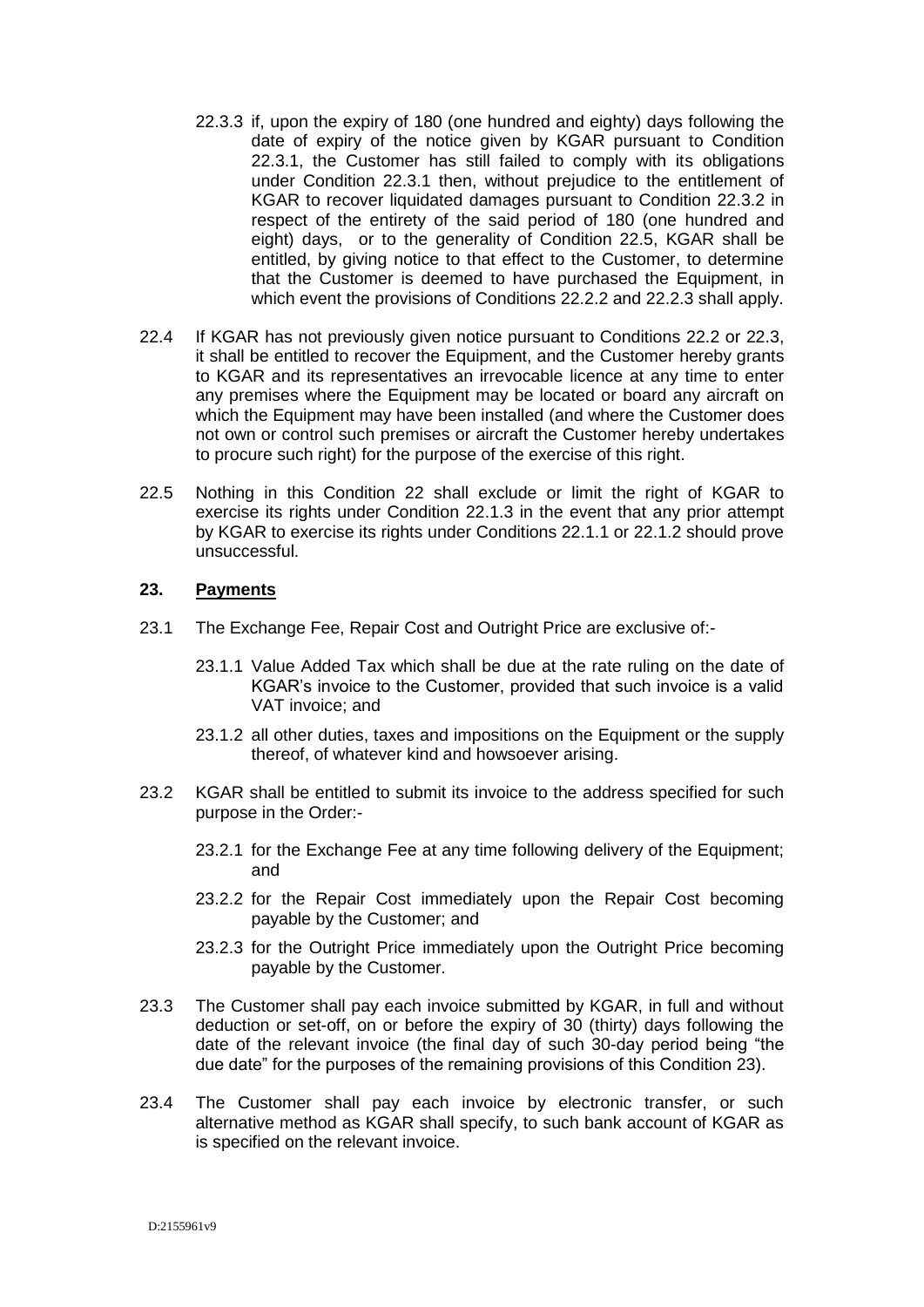22.3.3 if, upon the expiry of 180 (one hundred and eighty) days following the date of expiry of the notice given by KGAR pursuant to Condition 22.3.1, the Customer has still failed to comply with its obligations under Condition 22.3.1 then, without prejudice to the entitlement of KGAR to recover liquidated damages pursuant to Condition 22.3.2 in respect of the entirety of the said period of 180 (one hundred and eight) days, or to the generality of Condition 22.5, KGAR shall be entitled, by giving notice to that effect to the Customer, to determine that the Customer is deemed to have purchased the Equipment, in which event the provisions of Conditions 22.2.2 and 22.2.3 shall apply.

22.4 If KGAR has not previously given notice pursuant to Conditions 22.2 or 22.3, it shall be entitled to recover the Equipment, and the Customer hereby grants to KGAR and its representatives an irrevocable licence at any time to enter any premises where the Equipment may be located or board any aircraft on which the Equipment may have been installed (and where the Customer does not own or control such premises or aircraft the Customer hereby undertakes to procure such right) for the purpose of the exercise of this right.

22.5 Nothing in this Condition 22 shall exclude or limit the right of KGAR to exercise its rights under Condition 22.1.3 in the event that any prior attempt by KGAR to exercise its rights under Conditions 22.1.1 or 22.1.2 should prove unsuccessful.

## 23. Payments

23.1 The Exchange Fee, Repair Cost and Outright Price are exclusive of:-

23.1.1 Value Added Tax which shall be due at the rate ruling on the date of KGAR's invoice to the Customer, provided that such invoice is a valid VAT invoice; and

23.1.2 all other duties, taxes and impositions on the Equipment or the supply thereof, of whatever kind and howsoever arising.

23.2 KGAR shall be entitled to submit its invoice to the address specified for such purpose in the Order:-

23.2.1 for the Exchange Fee at any time following delivery of the Equipment; and

23.2.2 for the Repair Cost immediately upon the Repair Cost becoming payable by the Customer; and

23.2.3 for the Outright Price immediately upon the Outright Price becoming payable by the Customer.

23.3 The Customer shall pay each invoice submitted by KGAR, in full and without deduction or set-off, on or before the expiry of 30 (thirty) days following the date of the relevant invoice (the final day of such 30-day period being "the due date" for the purposes of the remaining provisions of this Condition 23).

23.4 The Customer shall pay each invoice by electronic transfer, or such alternative method as KGAR shall specify, to such bank account of KGAR as is specified on the relevant invoice.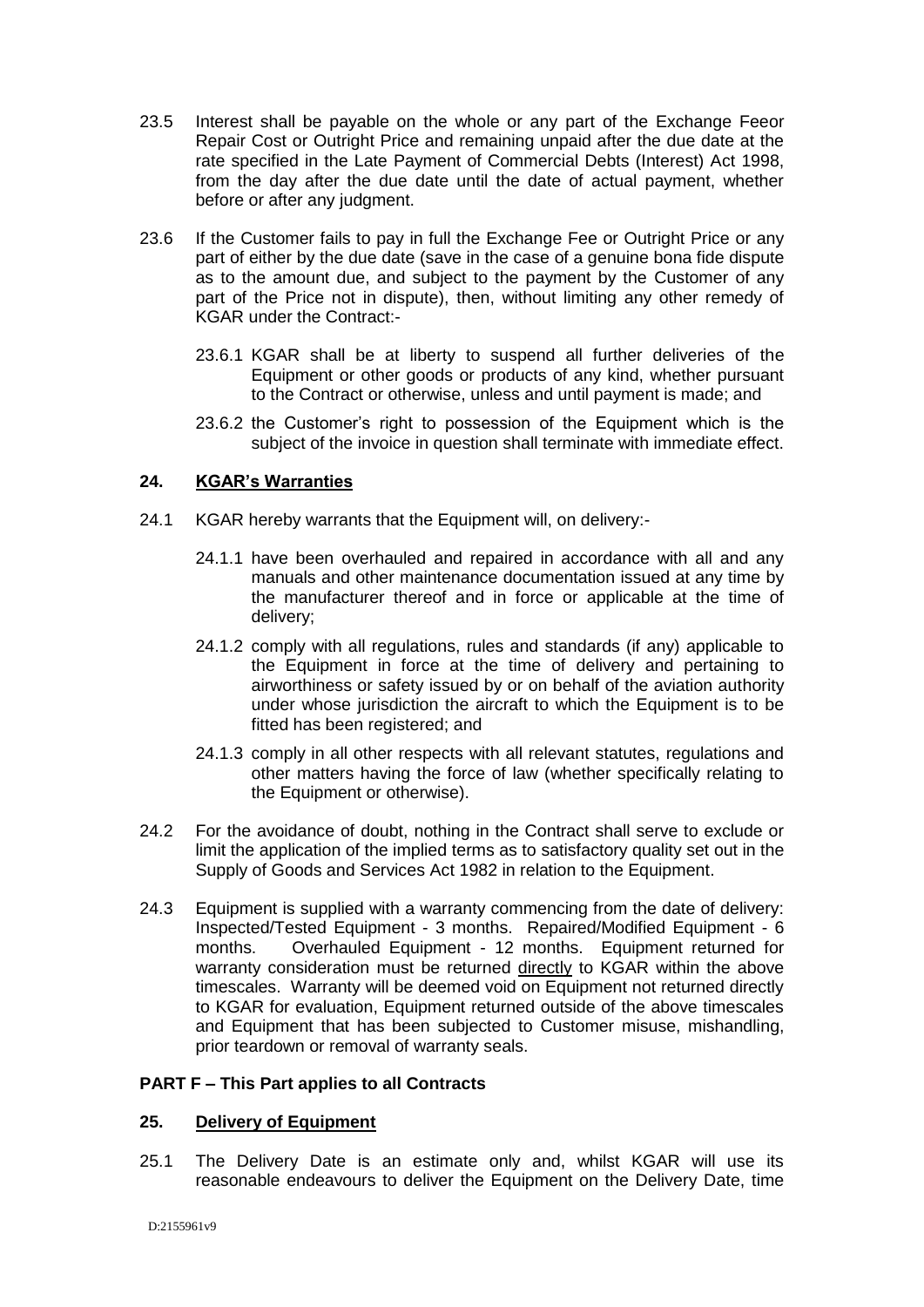23.5 Interest shall be payable on the whole or any part of the Exchange Feeor Repair Cost or Outright Price and remaining unpaid after the due date at the rate specified in the Late Payment of Commercial Debts (Interest) Act 1998, from the day after the due date until the date of actual payment, whether before or after any judgment.

23.6 If the Customer fails to pay in full the Exchange Fee or Outright Price or any part of either by the due date (save in the case of a genuine bona fide dispute as to the amount due, and subject to the payment by the Customer of any part of the Price not in dispute), then, without limiting any other remedy of KGAR under the Contract:-

23.6.1 KGAR shall be at liberty to suspend all further deliveries of the Equipment or other goods or products of any kind, whether pursuant to the Contract or otherwise, unless and until payment is made; and

23.6.2 the Customer's right to possession of the Equipment which is the subject of the invoice in question shall terminate with immediate effect.

## 24. KGAR's Warranties

24.1 KGAR hereby warrants that the Equipment will, on delivery:-

24.1.1 have been overhauled and repaired in accordance with all and any manuals and other maintenance documentation issued at any time by the manufacturer thereof and in force or applicable at the time of delivery;

24.1.2 comply with all regulations, rules and standards (if any) applicable to the Equipment in force at the time of delivery and pertaining to airworthiness or safety issued by or on behalf of the aviation authority under whose jurisdiction the aircraft to which the Equipment is to be fitted has been registered; and

24.1.3 comply in all other respects with all relevant statutes, regulations and other matters having the force of law (whether specifically relating to the Equipment or otherwise).

24.2 For the avoidance of doubt, nothing in the Contract shall serve to exclude or limit the application of the implied terms as to satisfactory quality set out in the Supply of Goods and Services Act 1982 in relation to the Equipment.

24.3 Equipment is supplied with a warranty commencing from the date of delivery: Inspected/Tested Equipment - 3 months. Repaired/Modified Equipment - 6 months. Overhauled Equipment - 12 months. Equipment returned for warranty consideration must be returned directly to KGAR within the above timescales. Warranty will be deemed void on Equipment not returned directly to KGAR for evaluation, Equipment returned outside of the above timescales and Equipment that has been subjected to Customer misuse, mishandling, prior teardown or removal of warranty seals.

## PART F – This Part applies to all Contracts

## 25. Delivery of Equipment

25.1 The Delivery Date is an estimate only and, whilst KGAR will use its reasonable endeavours to deliver the Equipment on the Delivery Date, time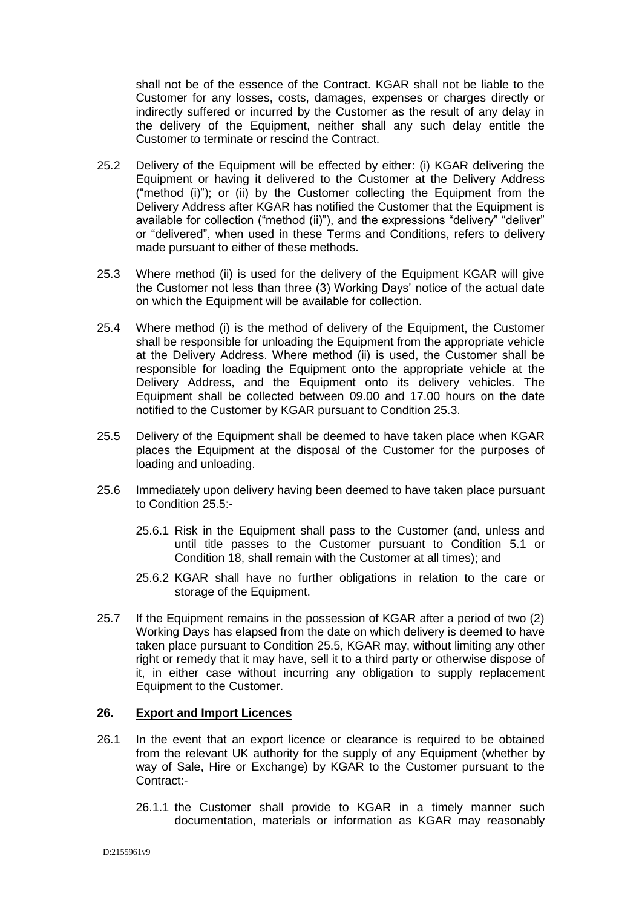shall not be of the essence of the Contract. KGAR shall not be liable to the Customer for any losses, costs, damages, expenses or charges directly or indirectly suffered or incurred by the Customer as the result of any delay in the delivery of the Equipment, neither shall any such delay entitle the Customer to terminate or rescind the Contract.

25.2 Delivery of the Equipment will be effected by either: (i) KGAR delivering the Equipment or having it delivered to the Customer at the Delivery Address ("method (i)"); or (ii) by the Customer collecting the Equipment from the Delivery Address after KGAR has notified the Customer that the Equipment is available for collection ("method (ii)"), and the expressions "delivery" "deliver" or "delivered", when used in these Terms and Conditions, refers to delivery made pursuant to either of these methods.

25.3 Where method (ii) is used for the delivery of the Equipment KGAR will give the Customer not less than three (3) Working Days' notice of the actual date on which the Equipment will be available for collection.

25.4 Where method (i) is the method of delivery of the Equipment, the Customer shall be responsible for unloading the Equipment from the appropriate vehicle at the Delivery Address. Where method (ii) is used, the Customer shall be responsible for loading the Equipment onto the appropriate vehicle at the Delivery Address, and the Equipment onto its delivery vehicles. The Equipment shall be collected between 09.00 and 17.00 hours on the date notified to the Customer by KGAR pursuant to Condition 25.3.

25.5 Delivery of the Equipment shall be deemed to have taken place when KGAR places the Equipment at the disposal of the Customer for the purposes of loading and unloading.

25.6 Immediately upon delivery having been deemed to have taken place pursuant to Condition 25.5:-

25.6.1 Risk in the Equipment shall pass to the Customer (and, unless and until title passes to the Customer pursuant to Condition 5.1 or Condition 18, shall remain with the Customer at all times); and

25.6.2 KGAR shall have no further obligations in relation to the care or storage of the Equipment.

25.7 If the Equipment remains in the possession of KGAR after a period of two (2) Working Days has elapsed from the date on which delivery is deemed to have taken place pursuant to Condition 25.5, KGAR may, without limiting any other right or remedy that it may have, sell it to a third party or otherwise dispose of it, in either case without incurring any obligation to supply replacement Equipment to the Customer.

## 26. Export and Import Licences

26.1 In the event that an export licence or clearance is required to be obtained from the relevant UK authority for the supply of any Equipment (whether by way of Sale, Hire or Exchange) by KGAR to the Customer pursuant to the Contract:-

26.1.1 the Customer shall provide to KGAR in a timely manner such documentation, materials or information as KGAR may reasonably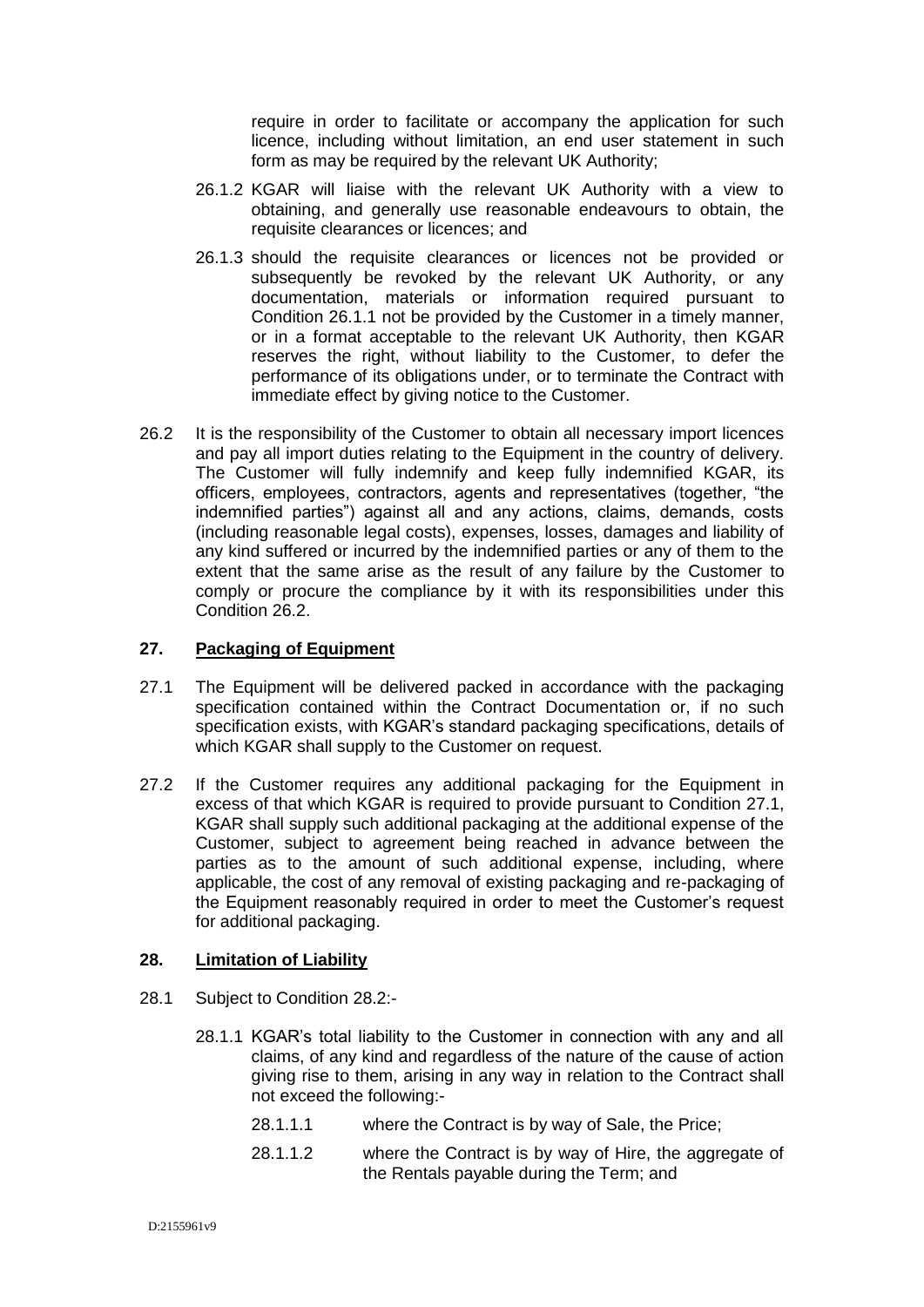require in order to facilitate or accompany the application for such licence, including without limitation, an end user statement in such form as may be required by the relevant UK Authority;

26.1.2 KGAR will liaise with the relevant UK Authority with a view to obtaining, and generally use reasonable endeavours to obtain, the requisite clearances or licences; and

26.1.3 should the requisite clearances or licences not be provided or subsequently be revoked by the relevant UK Authority, or any documentation, materials or information required pursuant to Condition 26.1.1 not be provided by the Customer in a timely manner, or in a format acceptable to the relevant UK Authority, then KGAR reserves the right, without liability to the Customer, to defer the performance of its obligations under, or to terminate the Contract with immediate effect by giving notice to the Customer.

26.2 It is the responsibility of the Customer to obtain all necessary import licences and pay all import duties relating to the Equipment in the country of delivery. The Customer will fully indemnify and keep fully indemnified KGAR, its officers, employees, contractors, agents and representatives (together, "the indemnified parties") against all and any actions, claims, demands, costs (including reasonable legal costs), expenses, losses, damages and liability of any kind suffered or incurred by the indemnified parties or any of them to the extent that the same arise as the result of any failure by the Customer to comply or procure the compliance by it with its responsibilities under this Condition 26.2.

## 27. Packaging of Equipment

27.1 The Equipment will be delivered packed in accordance with the packaging specification contained within the Contract Documentation or, if no such specification exists, with KGAR's standard packaging specifications, details of which KGAR shall supply to the Customer on request.

27.2 If the Customer requires any additional packaging for the Equipment in excess of that which KGAR is required to provide pursuant to Condition 27.1, KGAR shall supply such additional packaging at the additional expense of the Customer, subject to agreement being reached in advance between the parties as to the amount of such additional expense, including, where applicable, the cost of any removal of existing packaging and re-packaging of the Equipment reasonably required in order to meet the Customer's request for additional packaging.

## 28. Limitation of Liability

28.1 Subject to Condition 28.2:-

28.1.1 KGAR's total liability to the Customer in connection with any and all claims, of any kind and regardless of the nature of the cause of action giving rise to them, arising in any way in relation to the Contract shall not exceed the following:-

28.1.1.1 where the Contract is by way of Sale, the Price;

28.1.1.2 where the Contract is by way of Hire, the aggregate of the Rentals payable during the Term; and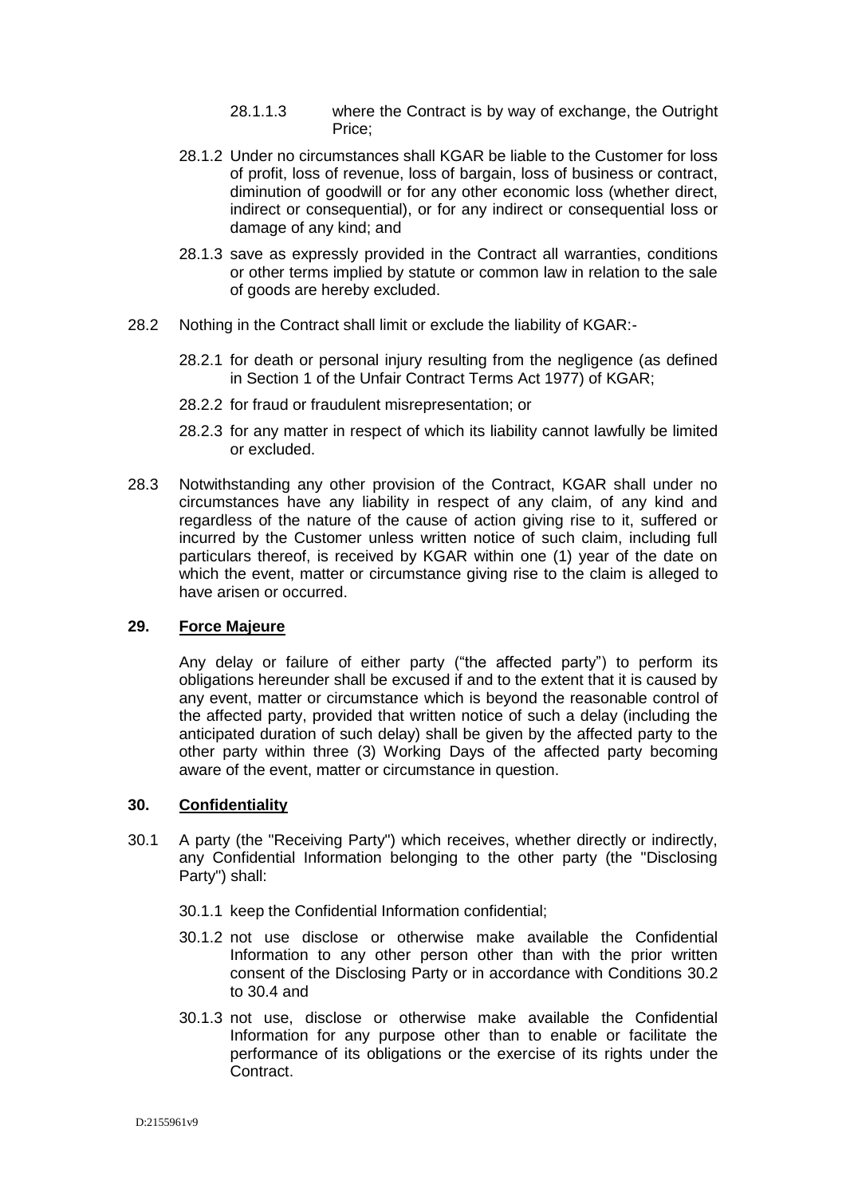28.1.1.3 where the Contract is by way of exchange, the Outright Price;

28.1.2 Under no circumstances shall KGAR be liable to the Customer for loss of profit, loss of revenue, loss of bargain, loss of business or contract, diminution of goodwill or for any other economic loss (whether direct, indirect or consequential), or for any indirect or consequential loss or damage of any kind; and

28.1.3 save as expressly provided in the Contract all warranties, conditions or other terms implied by statute or common law in relation to the sale of goods are hereby excluded.

28.2 Nothing in the Contract shall limit or exclude the liability of KGAR:-

28.2.1 for death or personal injury resulting from the negligence (as defined in Section 1 of the Unfair Contract Terms Act 1977) of KGAR;

28.2.2 for fraud or fraudulent misrepresentation; or

28.2.3 for any matter in respect of which its liability cannot lawfully be limited or excluded.

28.3 Notwithstanding any other provision of the Contract, KGAR shall under no circumstances have any liability in respect of any claim, of any kind and regardless of the nature of the cause of action giving rise to it, suffered or incurred by the Customer unless written notice of such claim, including full particulars thereof, is received by KGAR within one (1) year of the date on which the event, matter or circumstance giving rise to the claim is alleged to have arisen or occurred.

## 29. Force Majeure

Any delay or failure of either party ("the affected party") to perform its obligations hereunder shall be excused if and to the extent that it is caused by any event, matter or circumstance which is beyond the reasonable control of the affected party, provided that written notice of such a delay (including the anticipated duration of such delay) shall be given by the affected party to the other party within three (3) Working Days of the affected party becoming aware of the event, matter or circumstance in question.

## 30. Confidentiality

30.1 A party (the "Receiving Party") which receives, whether directly or indirectly, any Confidential Information belonging to the other party (the "Disclosing Party") shall:

30.1.1 keep the Confidential Information confidential;

30.1.2 not use disclose or otherwise make available the Confidential Information to any other person other than with the prior written consent of the Disclosing Party or in accordance with Conditions 30.2 to 30.4 and

30.1.3 not use, disclose or otherwise make available the Confidential Information for any purpose other than to enable or facilitate the performance of its obligations or the exercise of its rights under the Contract.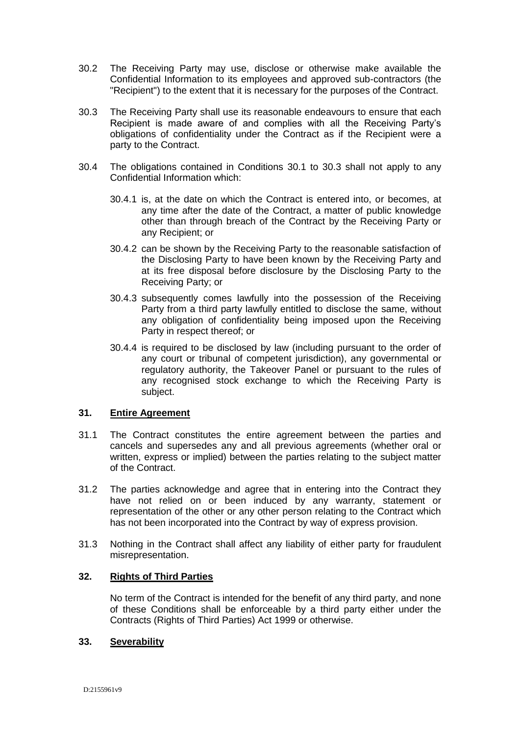30.2 The Receiving Party may use, disclose or otherwise make available the Confidential Information to its employees and approved sub-contractors (the "Recipient") to the extent that it is necessary for the purposes of the Contract.

30.3 The Receiving Party shall use its reasonable endeavours to ensure that each Recipient is made aware of and complies with all the Receiving Party's obligations of confidentiality under the Contract as if the Recipient were a party to the Contract.

30.4 The obligations contained in Conditions 30.1 to 30.3 shall not apply to any Confidential Information which:

30.4.1 is, at the date on which the Contract is entered into, or becomes, at any time after the date of the Contract, a matter of public knowledge other than through breach of the Contract by the Receiving Party or any Recipient; or

30.4.2 can be shown by the Receiving Party to the reasonable satisfaction of the Disclosing Party to have been known by the Receiving Party and at its free disposal before disclosure by the Disclosing Party to the Receiving Party; or

30.4.3 subsequently comes lawfully into the possession of the Receiving Party from a third party lawfully entitled to disclose the same, without any obligation of confidentiality being imposed upon the Receiving Party in respect thereof; or

30.4.4 is required to be disclosed by law (including pursuant to the order of any court or tribunal of competent jurisdiction), any governmental or regulatory authority, the Takeover Panel or pursuant to the rules of any recognised stock exchange to which the Receiving Party is subject.

## 31. <u>Entire Agreement</u>

31.1 The Contract constitutes the entire agreement between the parties and cancels and supersedes any and all previous agreements (whether oral or written, express or implied) between the parties relating to the subject matter of the Contract.

31.2 The parties acknowledge and agree that in entering into the Contract they have not relied on or been induced by any warranty, statement or representation of the other or any other person relating to the Contract which has not been incorporated into the Contract by way of express provision.

31.3 Nothing in the Contract shall affect any liability of either party for fraudulent misrepresentation.

## 32. <u>Rights of Third Parties</u>

No term of the Contract is intended for the benefit of any third party, and none of these Conditions shall be enforceable by a third party either under the Contracts (Rights of Third Parties) Act 1999 or otherwise.

## 33. <u>Severability</u>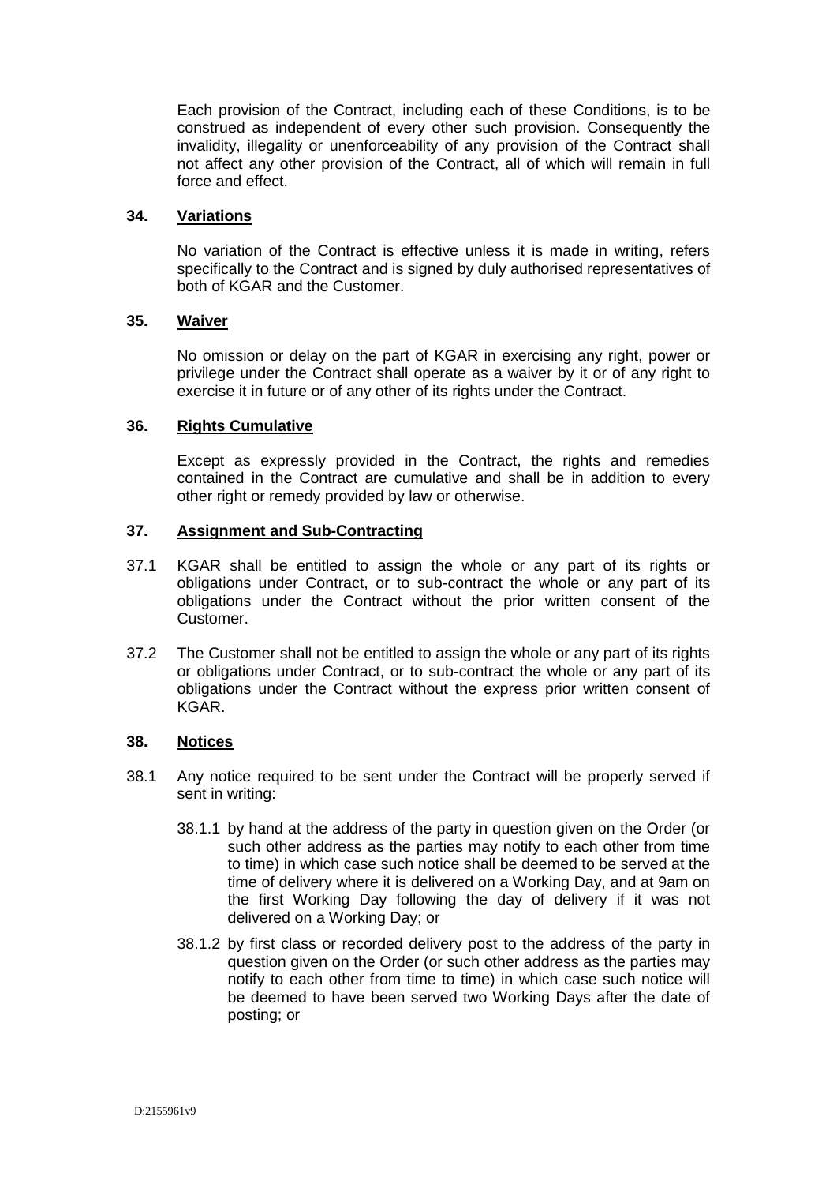Each provision of the Contract, including each of these Conditions, is to be construed as independent of every other such provision. Consequently the invalidity, illegality or unenforceability of any provision of the Contract shall not affect any other provision of the Contract, all of which will remain in full force and effect.

**34. Variations**

No variation of the Contract is effective unless it is made in writing, refers specifically to the Contract and is signed by duly authorised representatives of both of KGAR and the Customer.

**35. Waiver**

No omission or delay on the part of KGAR in exercising any right, power or privilege under the Contract shall operate as a waiver by it or of any right to exercise it in future or of any other of its rights under the Contract.

**36. Rights Cumulative**

Except as expressly provided in the Contract, the rights and remedies contained in the Contract are cumulative and shall be in addition to every other right or remedy provided by law or otherwise.

**37. Assignment and Sub-Contracting**

37.1 KGAR shall be entitled to assign the whole or any part of its rights or obligations under Contract, or to sub-contract the whole or any part of its obligations under the Contract without the prior written consent of the Customer.

37.2 The Customer shall not be entitled to assign the whole or any part of its rights or obligations under Contract, or to sub-contract the whole or any part of its obligations under the Contract without the express prior written consent of KGAR.

**38. Notices**

38.1 Any notice required to be sent under the Contract will be properly served if sent in writing:

38.1.1 by hand at the address of the party in question given on the Order (or such other address as the parties may notify to each other from time to time) in which case such notice shall be deemed to be served at the time of delivery where it is delivered on a Working Day, and at 9am on the first Working Day following the day of delivery if it was not delivered on a Working Day; or

38.1.2 by first class or recorded delivery post to the address of the party in question given on the Order (or such other address as the parties may notify to each other from time to time) in which case such notice will be deemed to have been served two Working Days after the date of posting; or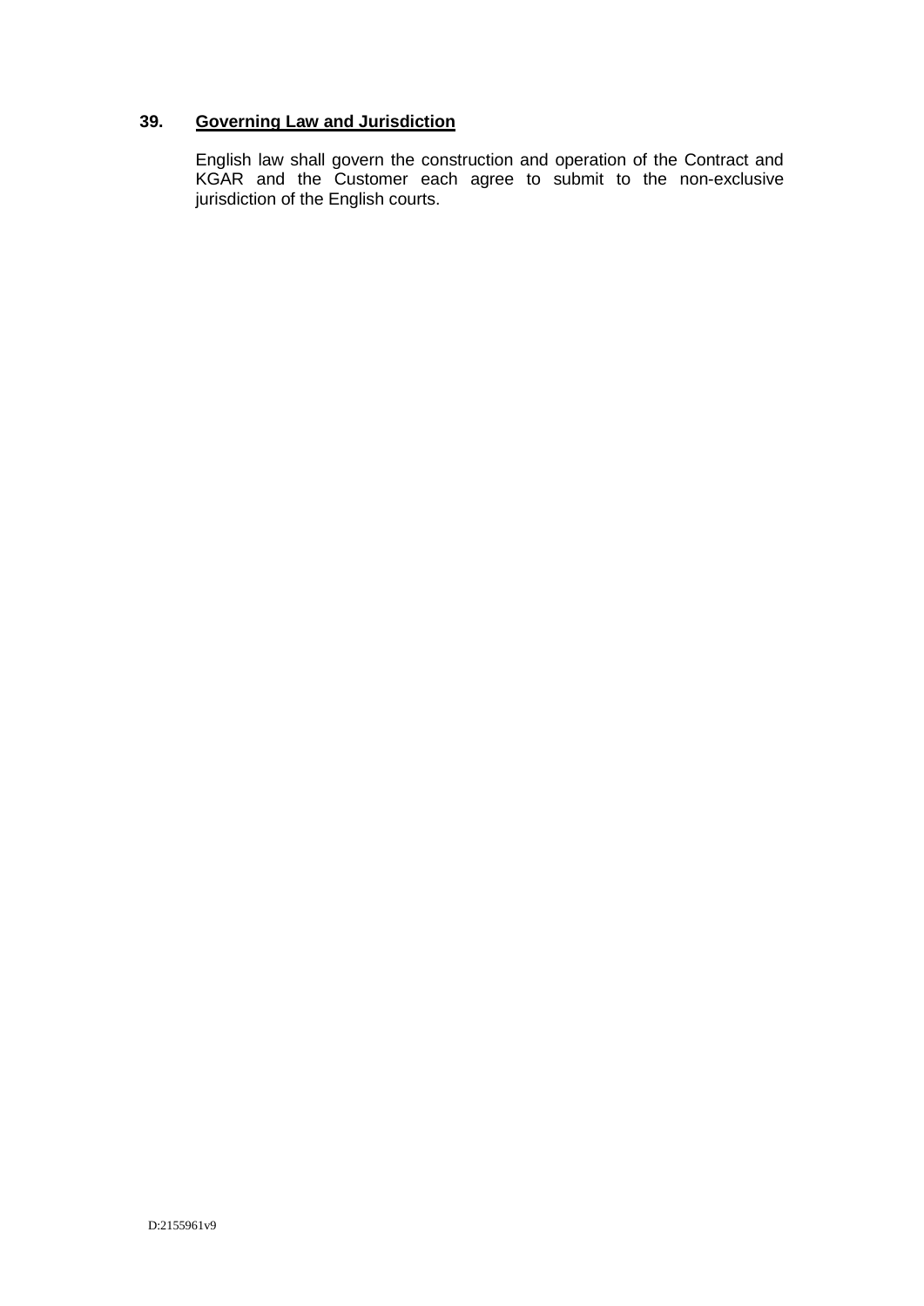**39. Governing Law and Jurisdiction**

English law shall govern the construction and operation of the Contract and KGAR and the Customer each agree to submit to the non-exclusive jurisdiction of the English courts.